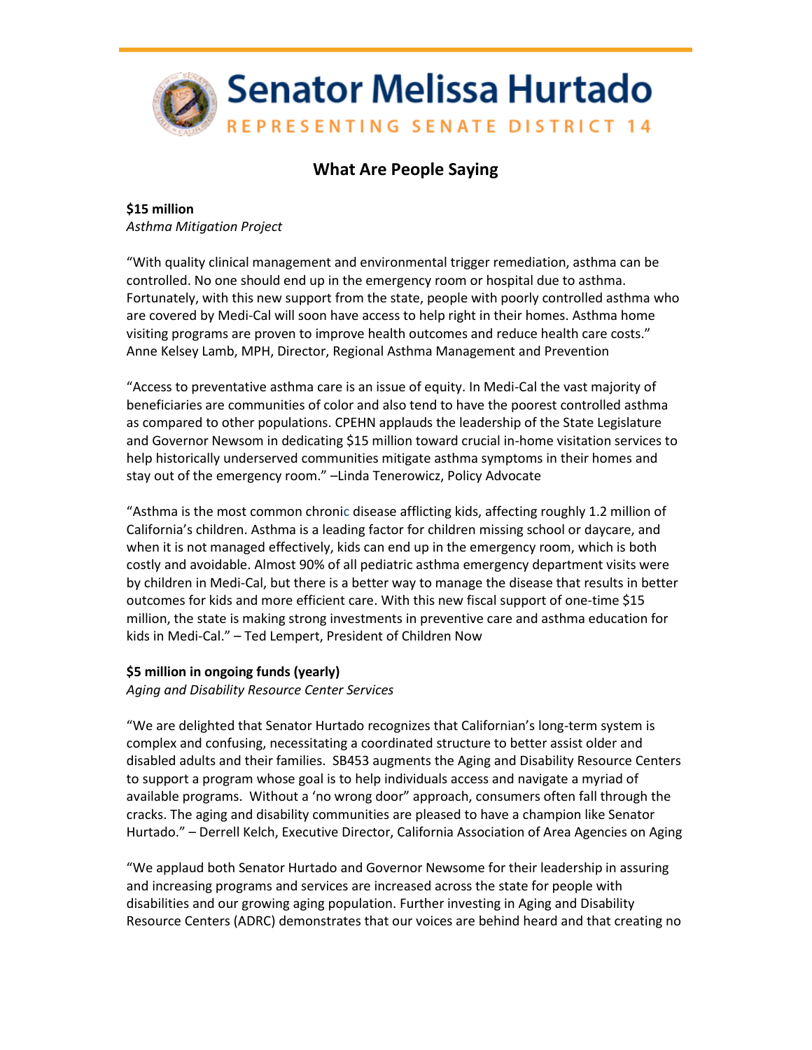# Senator Melissa Hurtado

REPRESENTING SENATE DISTRICT 14

## What Are People Saying

**$15 million**
*Asthma Mitigation Project*

"With quality clinical management and environmental trigger remediation, asthma can be controlled. No one should end up in the emergency room or hospital due to asthma. Fortunately, with this new support from the state, people with poorly controlled asthma who are covered by Medi-Cal will soon have access to help right in their homes. Asthma home visiting programs are proven to improve health outcomes and reduce health care costs." Anne Kelsey Lamb, MPH, Director, Regional Asthma Management and Prevention

"Access to preventative asthma care is an issue of equity. In Medi-Cal the vast majority of beneficiaries are communities of color and also tend to have the poorest controlled asthma as compared to other populations. CPEHN applauds the leadership of the State Legislature and Governor Newsom in dedicating $15 million toward crucial in-home visitation services to help historically underserved communities mitigate asthma symptoms in their homes and stay out of the emergency room." –Linda Tenerowicz, Policy Advocate

"Asthma is the most common chronic disease afflicting kids, affecting roughly 1.2 million of California's children. Asthma is a leading factor for children missing school or daycare, and when it is not managed effectively, kids can end up in the emergency room, which is both costly and avoidable. Almost 90% of all pediatric asthma emergency department visits were by children in Medi-Cal, but there is a better way to manage the disease that results in better outcomes for kids and more efficient care. With this new fiscal support of one-time $15 million, the state is making strong investments in preventive care and asthma education for kids in Medi-Cal." – Ted Lempert, President of Children Now

**$5 million in ongoing funds (yearly)**
*Aging and Disability Resource Center Services*

"We are delighted that Senator Hurtado recognizes that Californian's long-term system is complex and confusing, necessitating a coordinated structure to better assist older and disabled adults and their families. SB453 augments the Aging and Disability Resource Centers to support a program whose goal is to help individuals access and navigate a myriad of available programs. Without a 'no wrong door" approach, consumers often fall through the cracks. The aging and disability communities are pleased to have a champion like Senator Hurtado." – Derrell Kelch, Executive Director, California Association of Area Agencies on Aging

"We applaud both Senator Hurtado and Governor Newsome for their leadership in assuring and increasing programs and services are increased across the state for people with disabilities and our growing aging population. Further investing in Aging and Disability Resource Centers (ADRC) demonstrates that our voices are behind heard and that creating no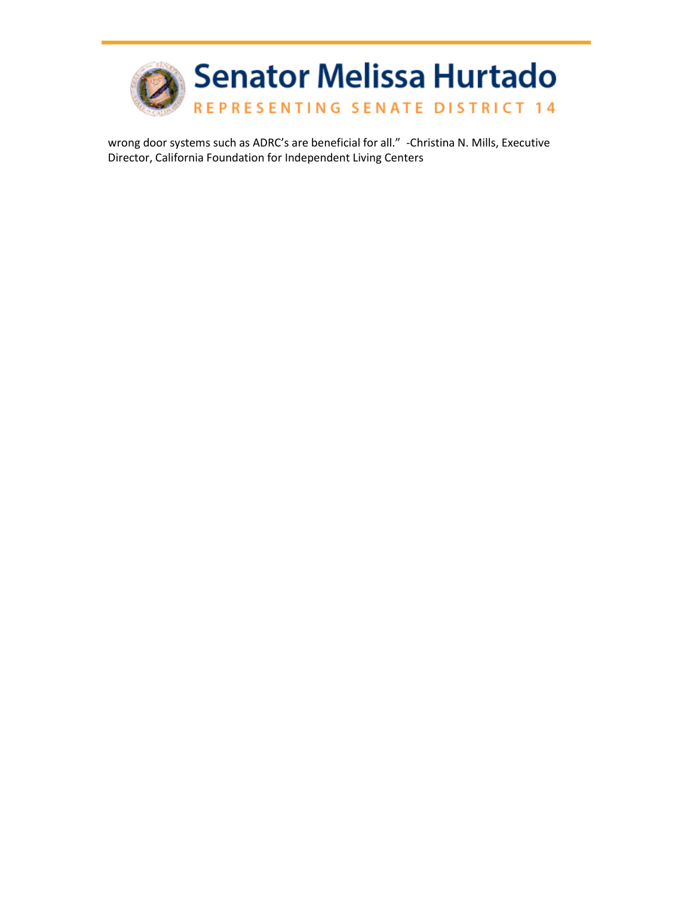wrong door systems such as ADRC's are beneficial for all." -Christina N. Mills, Executive Director, California Foundation for Independent Living Centers